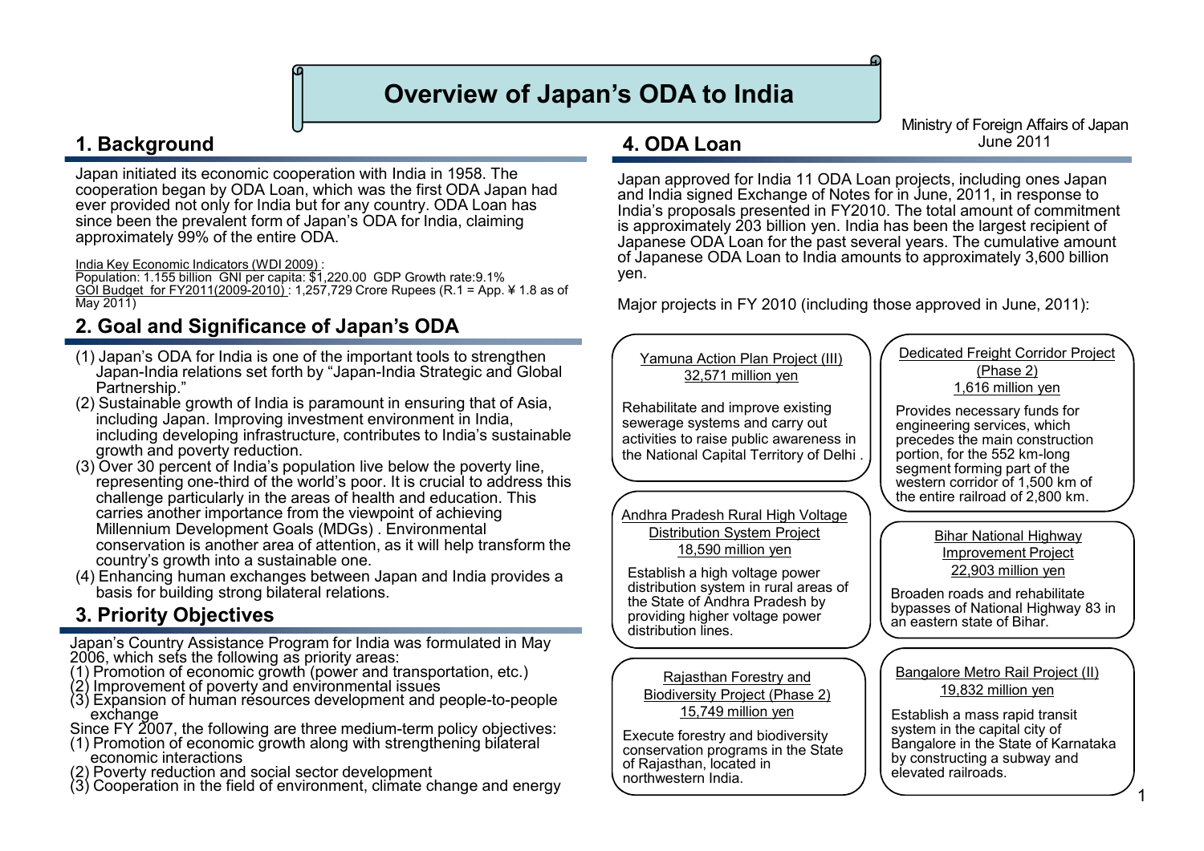# Overview of Japan's ODA to India

Ministry of Foreign Affairs of Japan
June 2011

## 1. Background

Japan initiated its economic cooperation with India in 1958. The cooperation began by ODA Loan, which was the first ODA Japan had ever provided not only for India but for any country. ODA Loan has since been the prevalent form of Japan's ODA for India, claiming approximately 99% of the entire ODA.

India Key Economic Indicators (WDI 2009) :
Population: 1.155 billion GNI per capita: $1,220.00 GDP Growth rate:9.1%
GOI Budget for FY2011(2009-2010) : 1,257,729 Crore Rupees (R.1 = App. ¥ 1.8 as of May 2011)

## 2. Goal and Significance of Japan's ODA

(1) Japan's ODA for India is one of the important tools to strengthen Japan-India relations set forth by "Japan-India Strategic and Global Partnership."
(2) Sustainable growth of India is paramount in ensuring that of Asia, including Japan. Improving investment environment in India, including developing infrastructure, contributes to India's sustainable growth and poverty reduction.
(3) Over 30 percent of India's population live below the poverty line, representing one-third of the world's poor. It is crucial to address this challenge particularly in the areas of health and education. This carries another importance from the viewpoint of achieving Millennium Development Goals (MDGs) . Environmental conservation is another area of attention, as it will help transform the country's growth into a sustainable one.
(4) Enhancing human exchanges between Japan and India provides a basis for building strong bilateral relations.

## 3. Priority Objectives

Japan's Country Assistance Program for India was formulated in May 2006, which sets the following as priority areas:
(1) Promotion of economic growth (power and transportation, etc.)
(2) Improvement of poverty and environmental issues
(3) Expansion of human resources development and people-to-people exchange

Since FY 2007, the following are three medium-term policy objectives:
(1) Promotion of economic growth along with strengthening bilateral economic interactions
(2) Poverty reduction and social sector development
(3) Cooperation in the field of environment, climate change and energy

## 4. ODA Loan

Japan approved for India 11 ODA Loan projects, including ones Japan and India signed Exchange of Notes for in June, 2011, in response to India's proposals presented in FY2010. The total amount of commitment is approximately 203 billion yen. India has been the largest recipient of Japanese ODA Loan for the past several years. The cumulative amount of Japanese ODA Loan to India amounts to approximately 3,600 billion yen.

Major projects in FY 2010 (including those approved in June, 2011):

**Yamuna Action Plan Project (III)**
32,571 million yen

Rehabilitate and improve existing sewerage systems and carry out activities to raise public awareness in the National Capital Territory of Delhi .

**Andhra Pradesh Rural High Voltage Distribution System Project**
18,590 million yen

Establish a high voltage power distribution system in rural areas of the State of Andhra Pradesh by providing higher voltage power distribution lines.

**Rajasthan Forestry and Biodiversity Project (Phase 2)**
15,749 million yen

Execute forestry and biodiversity conservation programs in the State of Rajasthan, located in northwestern India.

**Dedicated Freight Corridor Project (Phase 2)**
1,616 million yen

Provides necessary funds for engineering services, which precedes the main construction portion, for the 552 km-long segment forming part of the western corridor of 1,500 km of the entire railroad of 2,800 km.

**Bihar National Highway Improvement Project**
22,903 million yen

Broaden roads and rehabilitate bypasses of National Highway 83 in an eastern state of Bihar.

**Bangalore Metro Rail Project (II)**
19,832 million yen

Establish a mass rapid transit system in the capital city of Bangalore in the State of Karnataka by constructing a subway and elevated railroads.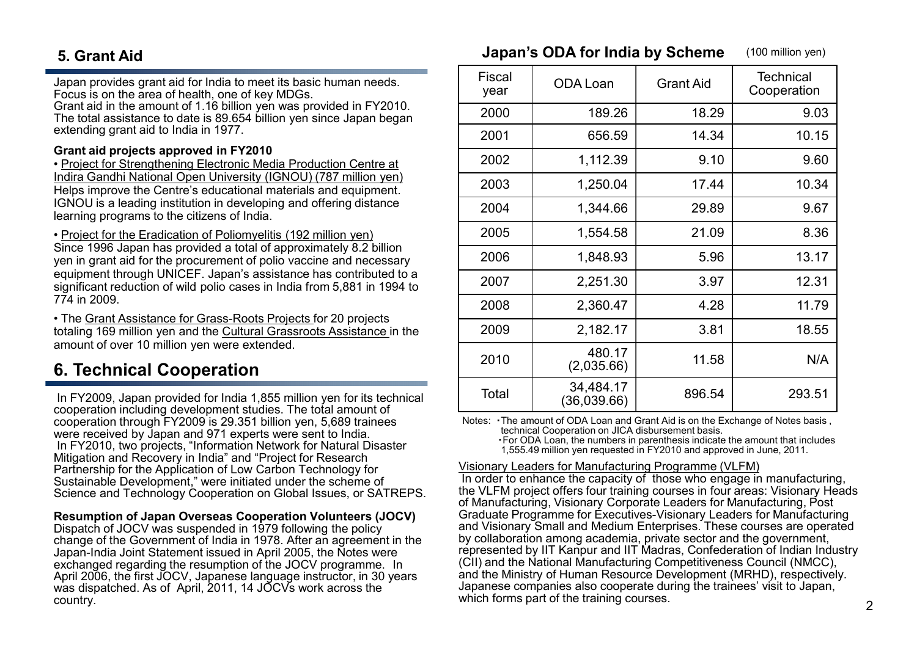## 5. Grant Aid

Japan provides grant aid for India to meet its basic human needs. Focus is on the area of health, one of key MDGs.
Grant aid in the amount of 1.16 billion yen was provided in FY2010. The total assistance to date is 89.654 billion yen since Japan began extending grant aid to India in 1977.

**Grant aid projects approved in FY2010**

• Project for Strengthening Electronic Media Production Centre at Indira Gandhi National Open University (IGNOU) (787 million yen)
Helps improve the Centre's educational materials and equipment. IGNOU is a leading institution in developing and offering distance learning programs to the citizens of India.

• Project for the Eradication of Poliomyelitis (192 million yen)
Since 1996 Japan has provided a total of approximately 8.2 billion yen in grant aid for the procurement of polio vaccine and necessary equipment through UNICEF. Japan's assistance has contributed to a significant reduction of wild polio cases in India from 5,881 in 1994 to 774 in 2009.

• The Grant Assistance for Grass-Roots Projects for 20 projects totaling 169 million yen and the Cultural Grassroots Assistance in the amount of over 10 million yen were extended.

## 6. Technical Cooperation

In FY2009, Japan provided for India 1,855 million yen for its technical cooperation including development studies. The total amount of cooperation through FY2009 is 29.351 billion yen, 5,689 trainees were received by Japan and 971 experts were sent to India.
In FY2010, two projects, "Information Network for Natural Disaster Mitigation and Recovery in India" and "Project for Research Partnership for the Application of Low Carbon Technology for Sustainable Development," were initiated under the scheme of Science and Technology Cooperation on Global Issues, or SATREPS.

**Resumption of Japan Overseas Cooperation Volunteers (JOCV)**
Dispatch of JOCV was suspended in 1979 following the policy change of the Government of India in 1978. After an agreement in the Japan-India Joint Statement issued in April 2005, the Notes were exchanged regarding the resumption of the JOCV programme. In April 2006, the first JOCV, Japanese language instructor, in 30 years was dispatched. As of April, 2011, 14 JOCVs work across the country.

### Japan's ODA for India by Scheme

(100 million yen)

| Fiscal year | ODA Loan | Grant Aid | Technical Cooperation |
|---|---|---|---|
| 2000 | 189.26 | 18.29 | 9.03 |
| 2001 | 656.59 | 14.34 | 10.15 |
| 2002 | 1,112.39 | 9.10 | 9.60 |
| 2003 | 1,250.04 | 17.44 | 10.34 |
| 2004 | 1,344.66 | 29.89 | 9.67 |
| 2005 | 1,554.58 | 21.09 | 8.36 |
| 2006 | 1,848.93 | 5.96 | 13.17 |
| 2007 | 2,251.30 | 3.97 | 12.31 |
| 2008 | 2,360.47 | 4.28 | 11.79 |
| 2009 | 2,182.17 | 3.81 | 18.55 |
| 2010 | 480.17 (2,035.66) | 11.58 | N/A |
| Total | 34,484.17 (36,039.66) | 896.54 | 293.51 |

Notes: ・The amount of ODA Loan and Grant Aid is on the Exchange of Notes basis , technical Cooperation on JICA disbursement basis.
・For ODA Loan, the numbers in parenthesis indicate the amount that includes 1,555.49 million yen requested in FY2010 and approved in June, 2011.

Visionary Leaders for Manufacturing Programme (VLFM)
In order to enhance the capacity of those who engage in manufacturing, the VLFM project offers four training courses in four areas: Visionary Heads of Manufacturing, Visionary Corporate Leaders for Manufacturing, Post Graduate Programme for Executives-Visionary Leaders for Manufacturing and Visionary Small and Medium Enterprises. These courses are operated by collaboration among academia, private sector and the government, represented by IIT Kanpur and IIT Madras, Confederation of Indian Industry (CII) and the National Manufacturing Competitiveness Council (NMCC), and the Ministry of Human Resource Development (MRHD), respectively. Japanese companies also cooperate during the trainees' visit to Japan, which forms part of the training courses.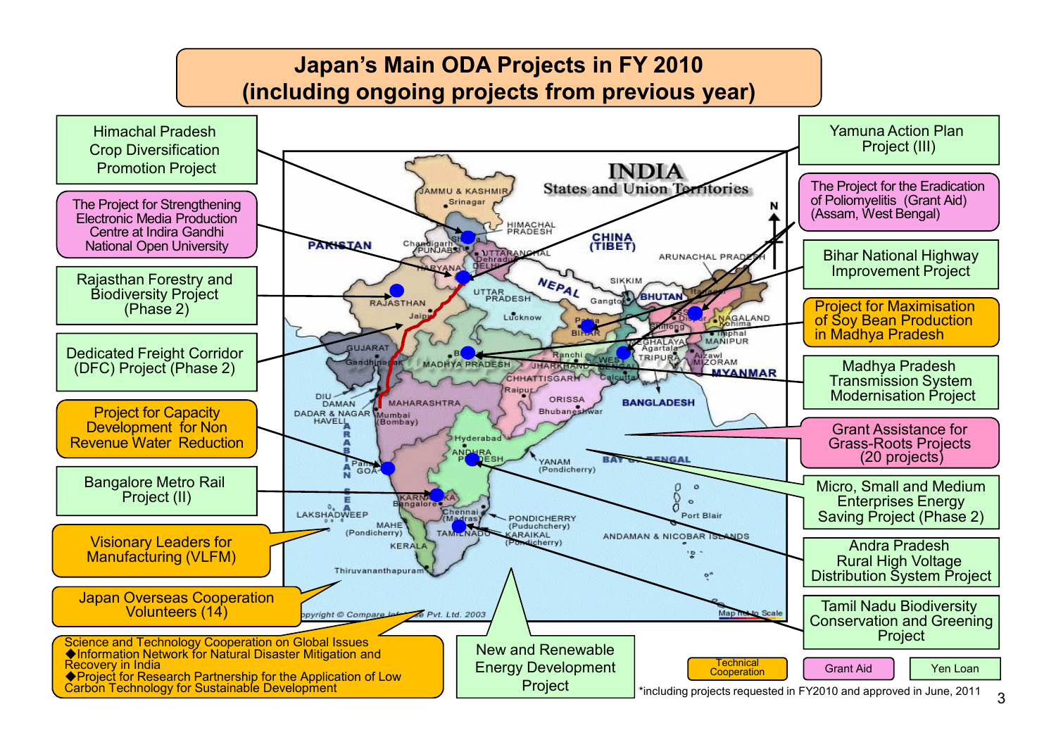# Japan's Main ODA Projects in FY 2010 (including ongoing projects from previous year)

- Himachal Pradesh Crop Diversification Promotion Project
- The Project for Strengthening Electronic Media Production Centre at Indira Gandhi National Open University
- Rajasthan Forestry and Biodiversity Project (Phase 2)
- Dedicated Freight Corridor (DFC) Project (Phase 2)
- Project for Capacity Development for Non Revenue Water Reduction
- Bangalore Metro Rail Project (II)
- Visionary Leaders for Manufacturing (VLFM)
- Japan Overseas Cooperation Volunteers (14)
- Science and Technology Cooperation on Global Issues
  - ◆Information Network for Natural Disaster Mitigation and Recovery in India
  - ◆Project for Research Partnership for the Application of Low Carbon Technology for Sustainable Development
- New and Renewable Energy Development Project
- Yamuna Action Plan Project (III)
- The Project for the Eradication of Poliomyelitis (Grant Aid) (Assam, West Bengal)
- Bihar National Highway Improvement Project
- Project for Maximisation of Soy Bean Production in Madhya Pradesh
- Madhya Pradesh Transmission System Modernisation Project
- Grant Assistance for Grass-Roots Projects (20 projects)
- Micro, Small and Medium Enterprises Energy Saving Project (Phase 2)
- Andra Pradesh Rural High Voltage Distribution System Project
- Tamil Nadu Biodiversity Conservation and Greening Project

Technical Cooperation | Grant Aid | Yen Loan

*including projects requested in FY2010 and approved in June, 2011